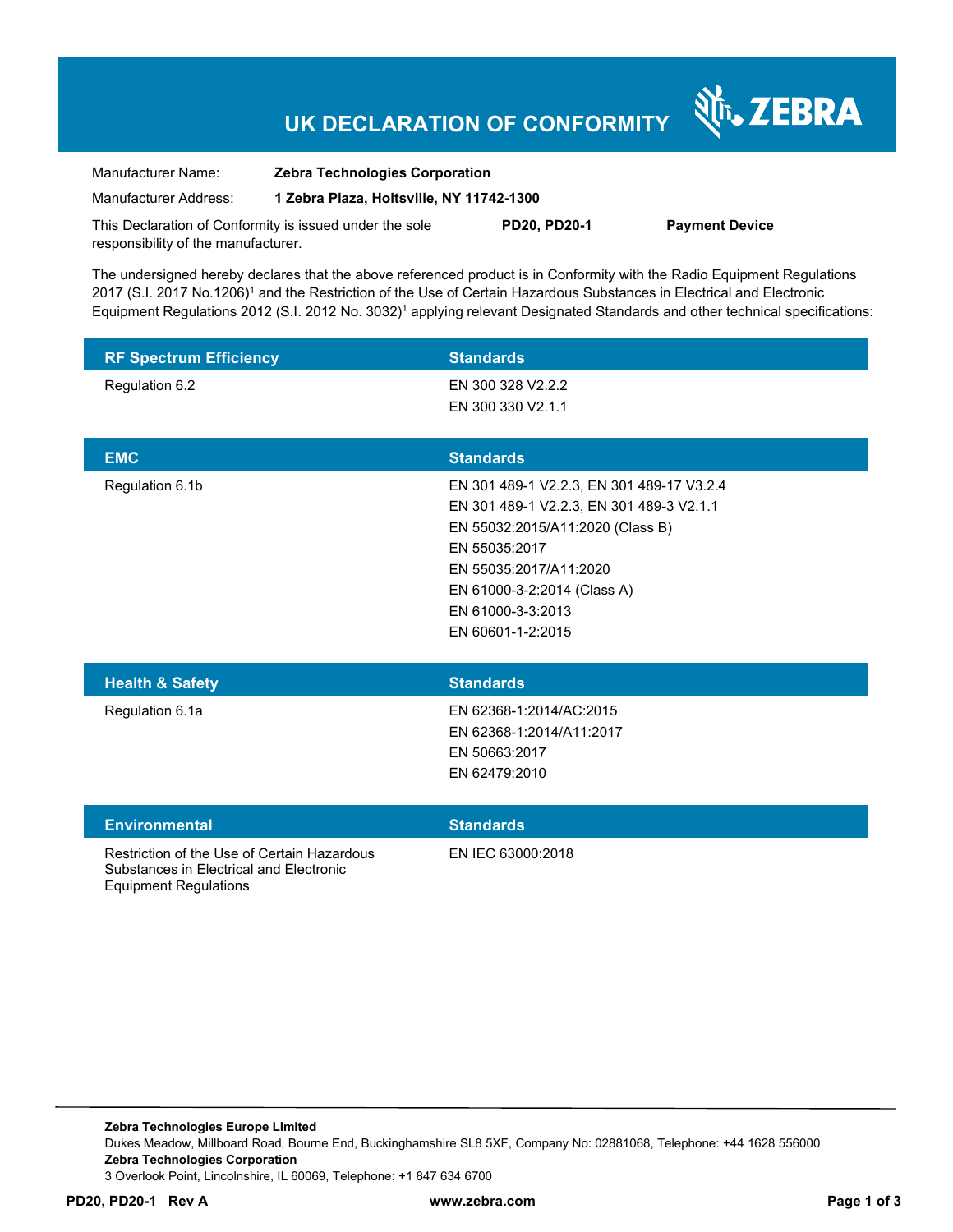# UK DECLARATION OF CONFORMITY

ZEBRA

Manufacturer Name: **Zebra Technologies Corporation**

Manufacturer Address: **1 Zebra Plaza, Holtsville, NY 11742-1300**

This Declaration of Conformity is issued under the sole responsibility of the manufacturer. **PD20, PD20-1** **Payment Device**

The undersigned hereby declares that the above referenced product is in Conformity with the Radio Equipment Regulations 2017 (S.I. 2017 No.1206)[1] and the Restriction of the Use of Certain Hazardous Substances in Electrical and Electronic Equipment Regulations 2012 (S.I. 2012 No. 3032)[1] applying relevant Designated Standards and other technical specifications:

| RF Spectrum Efficiency | Standards |
|---|---|
| Regulation 6.2 | EN 300 328 V2.2.2<br>EN 300 330 V2.1.1 |

| EMC | Standards |
|---|---|
| Regulation 6.1b | EN 301 489-1 V2.2.3, EN 301 489-17 V3.2.4<br>EN 301 489-1 V2.2.3, EN 301 489-3 V2.1.1<br>EN 55032:2015/A11:2020 (Class B)<br>EN 55035:2017<br>EN 55035:2017/A11:2020<br>EN 61000-3-2:2014 (Class A)<br>EN 61000-3-3:2013<br>EN 60601-1-2:2015 |

| Health & Safety | Standards |
|---|---|
| Regulation 6.1a | EN 62368-1:2014/AC:2015<br>EN 62368-1:2014/A11:2017<br>EN 50663:2017<br>EN 62479:2010 |

| Environmental | Standards |
|---|---|
| Restriction of the Use of Certain Hazardous Substances in Electrical and Electronic Equipment Regulations | EN IEC 63000:2018 |

**Zebra Technologies Europe Limited**
Dukes Meadow, Millboard Road, Bourne End, Buckinghamshire SL8 5XF, Company No: 02881068, Telephone: +44 1628 556000
**Zebra Technologies Corporation**
3 Overlook Point, Lincolnshire, IL 60069, Telephone: +1 847 634 6700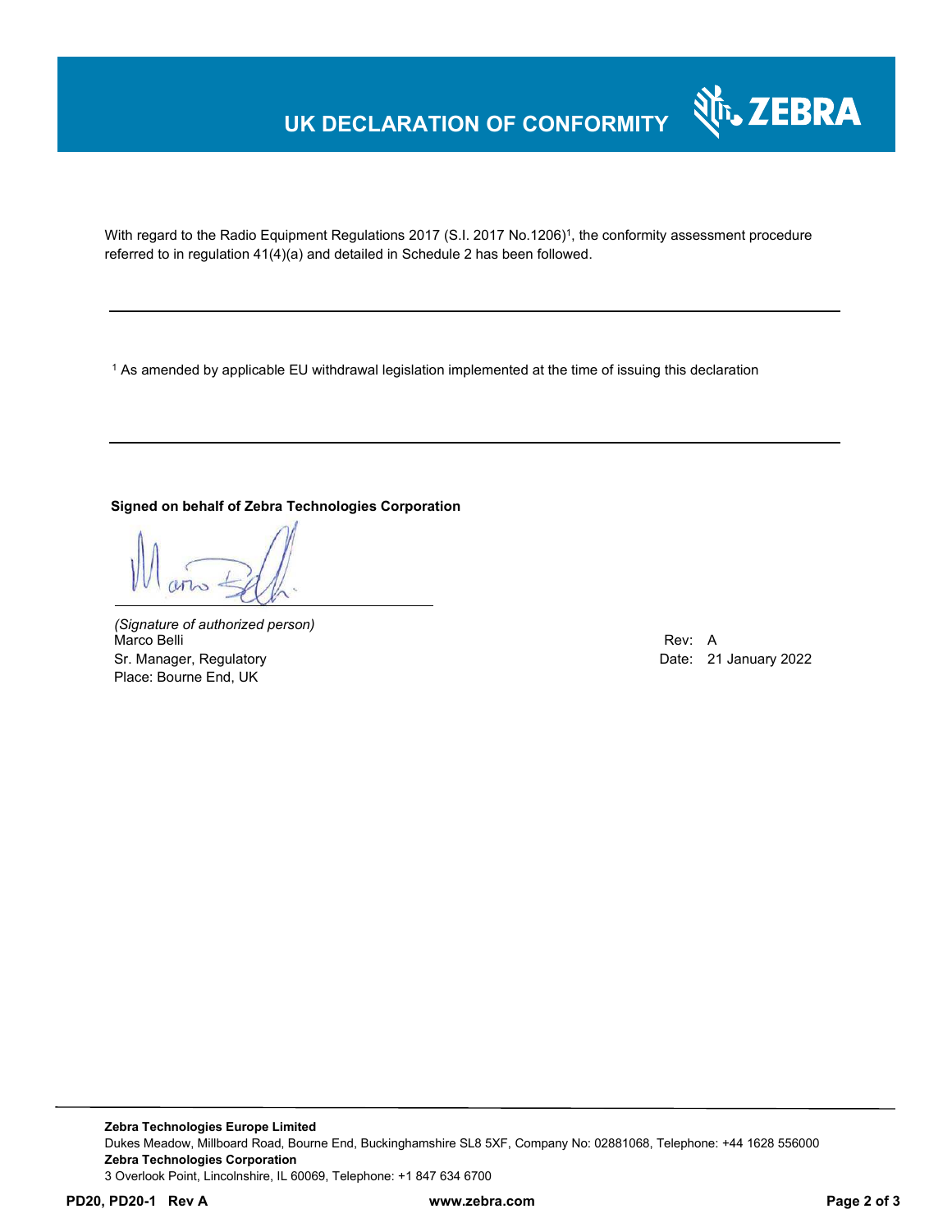# UK DECLARATION OF CONFORMITY

With regard to the Radio Equipment Regulations 2017 (S.I. 2017 No.1206)[1], the conformity assessment procedure referred to in regulation 41(4)(a) and detailed in Schedule 2 has been followed.

---

[1] As amended by applicable EU withdrawal legislation implemented at the time of issuing this declaration

---

**Signed on behalf of Zebra Technologies Corporation**

*(Signature of authorized person)*
Marco Belli
Sr. Manager, Regulatory
Place: Bourne End, UK

Rev: A
Date: 21 January 2022

---

**Zebra Technologies Europe Limited**
Dukes Meadow, Millboard Road, Bourne End, Buckinghamshire SL8 5XF, Company No: 02881068, Telephone: +44 1628 556000
**Zebra Technologies Corporation**
3 Overlook Point, Lincolnshire, IL 60069, Telephone: +1 847 634 6700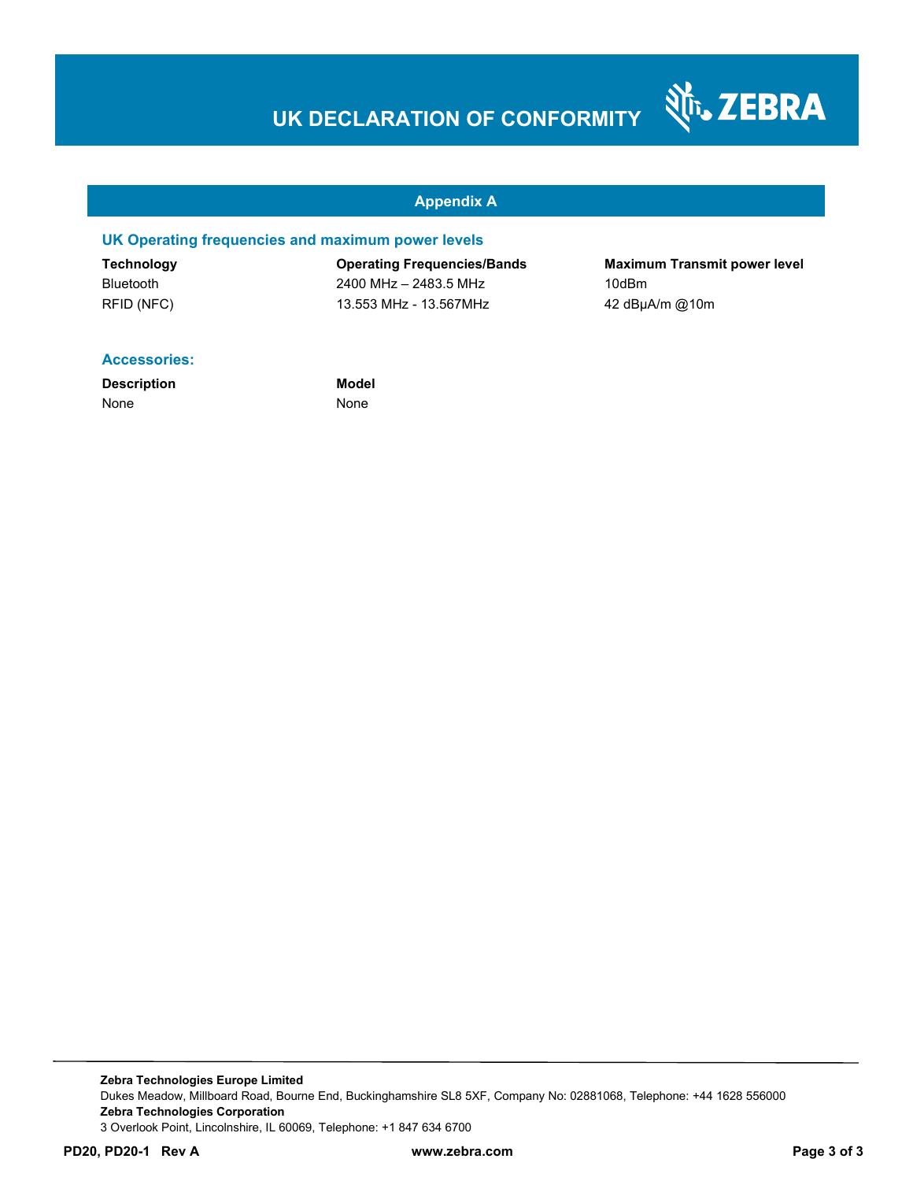# UK DECLARATION OF CONFORMITY

## Appendix A

### UK Operating frequencies and maximum power levels

| Technology | Operating Frequencies/Bands | Maximum Transmit power level |
|---|---|---|
| Bluetooth | 2400 MHz – 2483.5 MHz | 10dBm |
| RFID (NFC) | 13.553 MHz - 13.567MHz | 42 dBμA/m @10m |

### Accessories:

| Description | Model |
|---|---|
| None | None |

**Zebra Technologies Europe Limited**
Dukes Meadow, Millboard Road, Bourne End, Buckinghamshire SL8 5XF, Company No: 02881068, Telephone: +44 1628 556000
**Zebra Technologies Corporation**
3 Overlook Point, Lincolnshire, IL 60069, Telephone: +1 847 634 6700

**PD20, PD20-1 Rev A** **www.zebra.com**